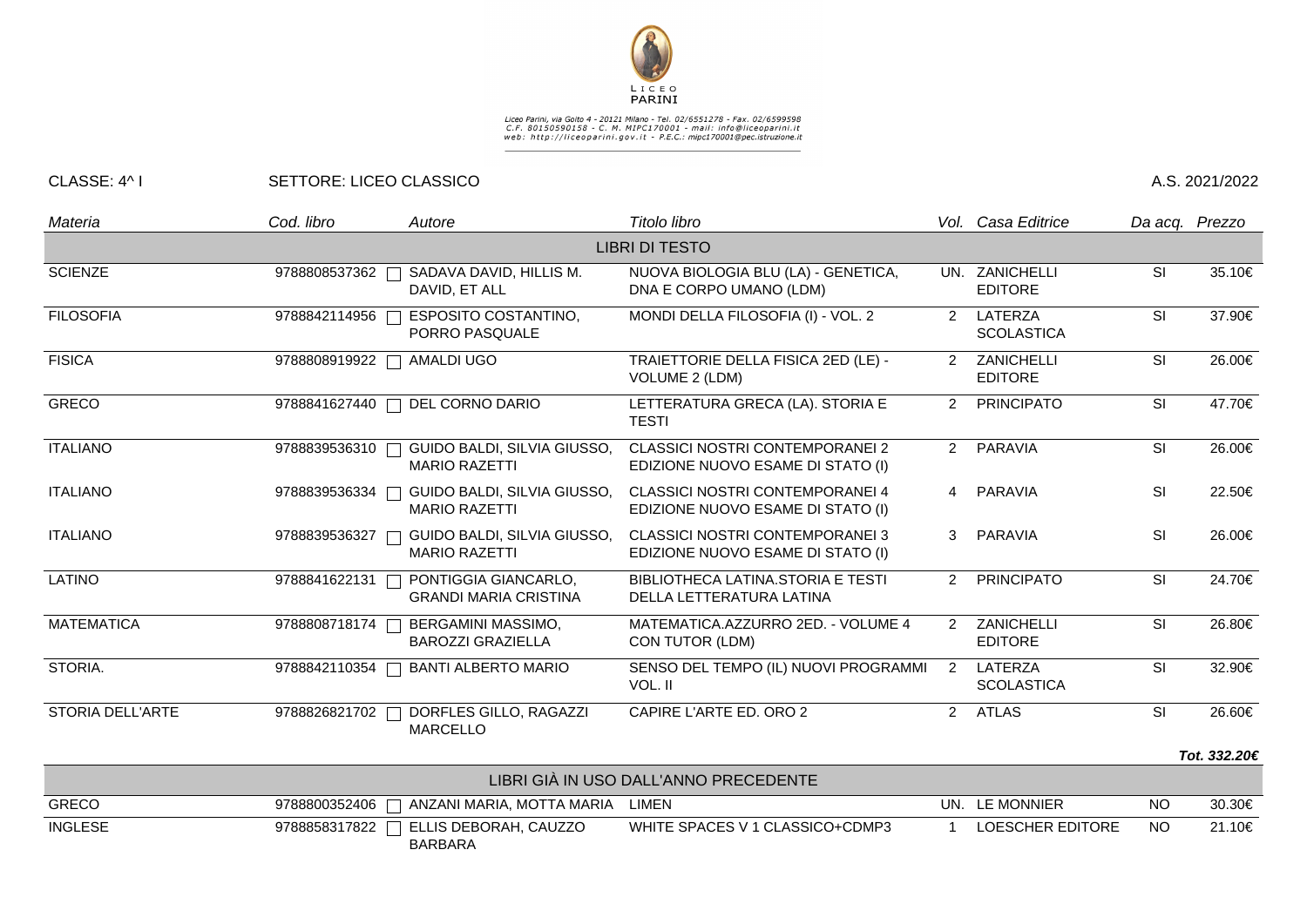LICEO PARINI

Liceo Parini, via Goito 4 - 20121 Milano - Tel. 02/6551278 - Fax. 02/6599598
C.F. 80150590158 - C. M. MIPC170001 - mail: info@liceoparini.it
web: http://liceoparini.gov.it - P.E.C.: mipc170001@pec.istruzione.it

CLASSE: 4^ I | SETTORE: LICEO CLASSICO | A.S. 2021/2022

| *Materia* | *Cod. libro* | *Autore* | *Titolo libro* | *Vol.* | *Casa Editrice* | *Da acq.* | *Prezzo* |
|---|---|---|---|---|---|---|---|
| | | | LIBRI DI TESTO | | | | |
| SCIENZE | 9788808537362 | SADAVA DAVID, HILLIS M. DAVID, ET ALL | NUOVA BIOLOGIA BLU (LA) - GENETICA, DNA E CORPO UMANO (LDM) | UN. | ZANICHELLI EDITORE | SI | 35.10€ |
| FILOSOFIA | 9788842114956 | ESPOSITO COSTANTINO, PORRO PASQUALE | MONDI DELLA FILOSOFIA (I) - VOL. 2 | 2 | LATERZA SCOLASTICA | SI | 37.90€ |
| FISICA | 9788808919922 | AMALDI UGO | TRAIETTORIE DELLA FISICA 2ED (LE) - VOLUME 2 (LDM) | 2 | ZANICHELLI EDITORE | SI | 26.00€ |
| GRECO | 9788841627440 | DEL CORNO DARIO | LETTERATURA GRECA (LA). STORIA E TESTI | 2 | PRINCIPATO | SI | 47.70€ |
| ITALIANO | 9788839536310 | GUIDO BALDI, SILVIA GIUSSO, MARIO RAZETTI | CLASSICI NOSTRI CONTEMPORANEI 2 EDIZIONE NUOVO ESAME DI STATO (I) | 2 | PARAVIA | SI | 26.00€ |
| ITALIANO | 9788839536334 | GUIDO BALDI, SILVIA GIUSSO, MARIO RAZETTI | CLASSICI NOSTRI CONTEMPORANEI 4 EDIZIONE NUOVO ESAME DI STATO (I) | 4 | PARAVIA | SI | 22.50€ |
| ITALIANO | 9788839536327 | GUIDO BALDI, SILVIA GIUSSO, MARIO RAZETTI | CLASSICI NOSTRI CONTEMPORANEI 3 EDIZIONE NUOVO ESAME DI STATO (I) | 3 | PARAVIA | SI | 26.00€ |
| LATINO | 9788841622131 | PONTIGGIA GIANCARLO, GRANDI MARIA CRISTINA | BIBLIOTHECA LATINA.STORIA E TESTI DELLA LETTERATURA LATINA | 2 | PRINCIPATO | SI | 24.70€ |
| MATEMATICA | 9788808718174 | BERGAMINI MASSIMO, BAROZZI GRAZIELLA | MATEMATICA.AZZURRO 2ED. - VOLUME 4 CON TUTOR (LDM) | 2 | ZANICHELLI EDITORE | SI | 26.80€ |
| STORIA. | 9788842110354 | BANTI ALBERTO MARIO | SENSO DEL TEMPO (IL) NUOVI PROGRAMMI VOL. II | 2 | LATERZA SCOLASTICA | SI | 32.90€ |
| STORIA DELL'ARTE | 9788826821702 | DORFLES GILLO, RAGAZZI MARCELLO | CAPIRE L'ARTE ED. ORO 2 | 2 | ATLAS | SI | 26.60€ |
| | | | | | | | ***Tot. 332.20€*** |
| | | | LIBRI GIÀ IN USO DALL'ANNO PRECEDENTE | | | | |
| GRECO | 9788800352406 | ANZANI MARIA, MOTTA MARIA | LIMEN | UN. | LE MONNIER | NO | 30.30€ |
| INGLESE | 9788858317822 | ELLIS DEBORAH, CAUZZO BARBARA | WHITE SPACES V 1 CLASSICO+CDMP3 | 1 | LOESCHER EDITORE | NO | 21.10€ |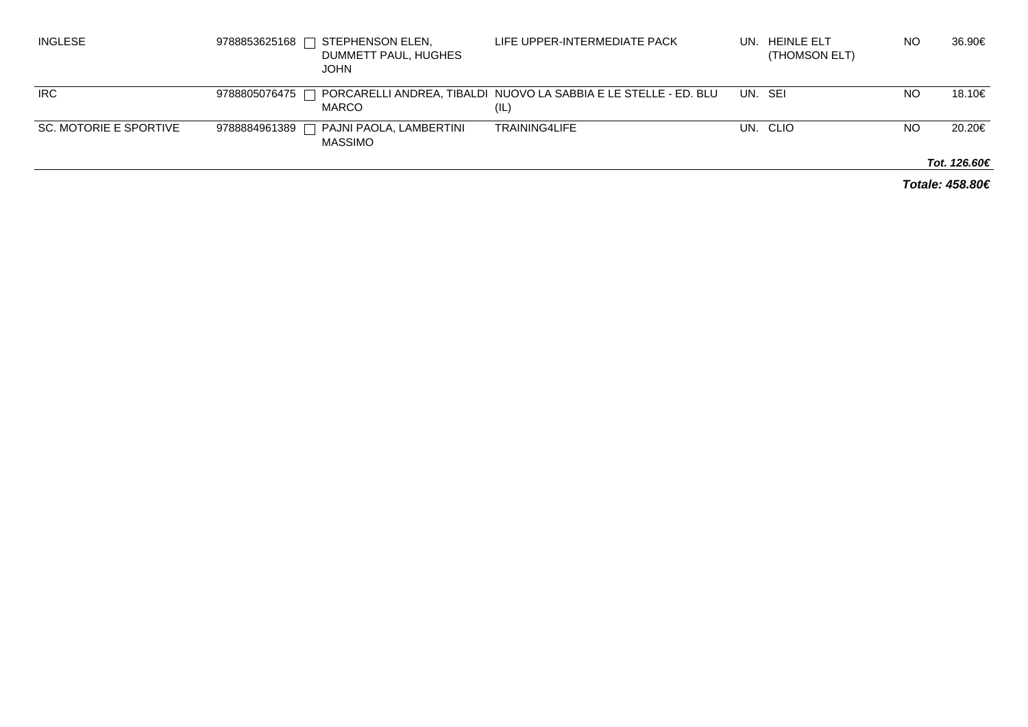| | | | | | | | | |
|---|---|---|---|---|---|---|---|---|
| INGLESE | 9788853625168 | ☐ | STEPHENSON ELEN, DUMMETT PAUL, HUGHES JOHN | LIFE UPPER-INTERMEDIATE PACK | UN. | HEINLE ELT (THOMSON ELT) | NO | 36.90€ |
| IRC | 9788805076475 | ☐ | PORCARELLI ANDREA, TIBALDI MARCO | NUOVO LA SABBIA E LE STELLE - ED. BLU (IL) | UN. | SEI | NO | 18.10€ |
| SC. MOTORIE E SPORTIVE | 9788884961389 | ☐ | PAJNI PAOLA, LAMBERTINI MASSIMO | TRAINING4LIFE | UN. | CLIO | NO | 20.20€ |
| | | | | | | | | ***Tot. 126.60€*** |

***Totale: 458.80€***